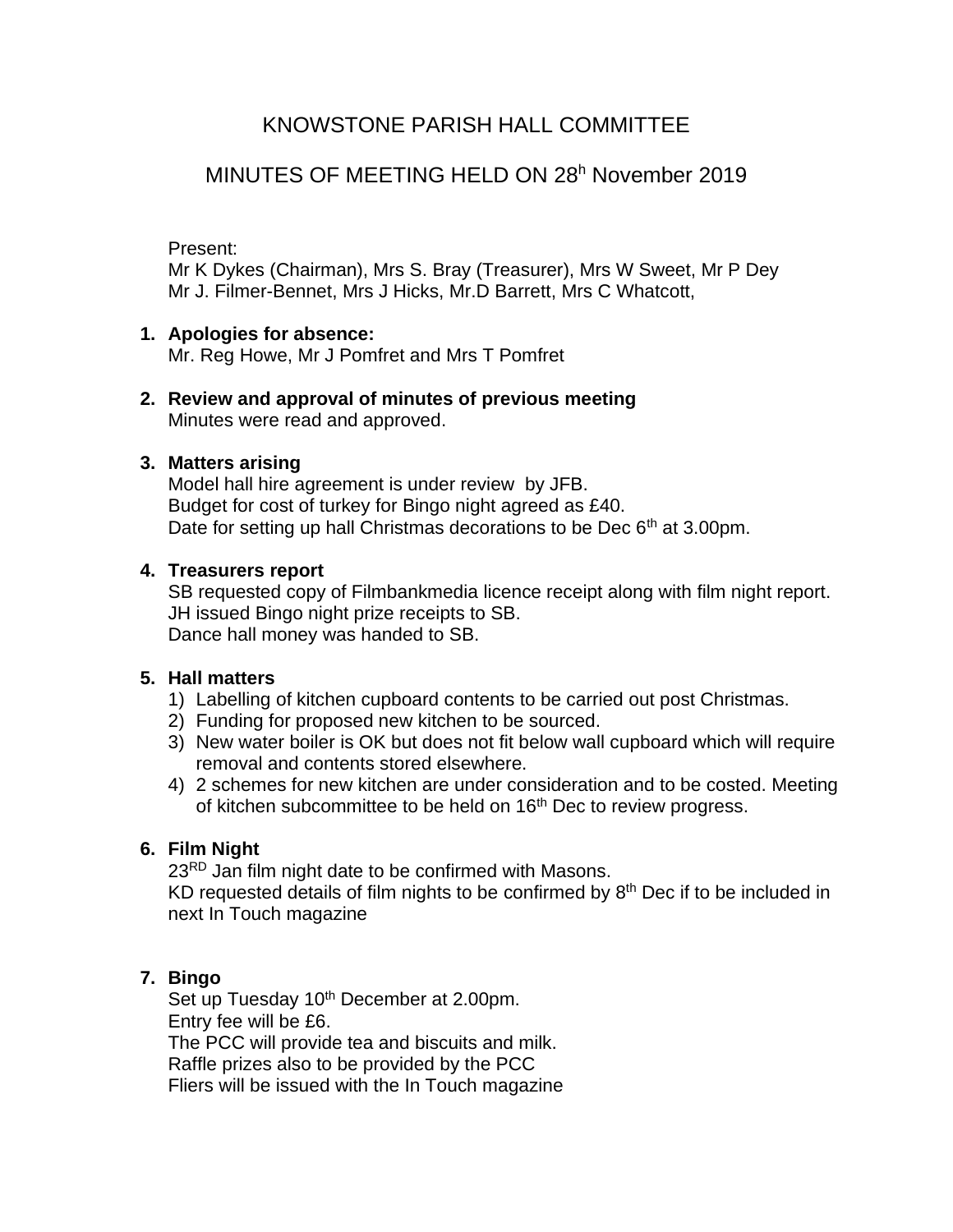# KNOWSTONE PARISH HALL COMMITTEE

## MINUTES OF MEETING HELD ON 28h November 2019

Present:
Mr K Dykes (Chairman), Mrs S. Bray (Treasurer), Mrs W Sweet, Mr P Dey
Mr J. Filmer-Bennet, Mrs J Hicks, Mr.D Barrett, Mrs C Whatcott,

1. **Apologies for absence:**
   Mr. Reg Howe, Mr J Pomfret and Mrs T Pomfret

2. **Review and approval of minutes of previous meeting**
   Minutes were read and approved.

3. **Matters arising**
   Model hall hire agreement is under review by JFB.
   Budget for cost of turkey for Bingo night agreed as £40.
   Date for setting up hall Christmas decorations to be Dec 6th at 3.00pm.

4. **Treasurers report**
   SB requested copy of Filmbankmedia licence receipt along with film night report.
   JH issued Bingo night prize receipts to SB.
   Dance hall money was handed to SB.

5. **Hall matters**
   1) Labelling of kitchen cupboard contents to be carried out post Christmas.
   2) Funding for proposed new kitchen to be sourced.
   3) New water boiler is OK but does not fit below wall cupboard which will require removal and contents stored elsewhere.
   4) 2 schemes for new kitchen are under consideration and to be costed. Meeting of kitchen subcommittee to be held on 16th Dec to review progress.

6. **Film Night**
   23RD Jan film night date to be confirmed with Masons.
   KD requested details of film nights to be confirmed by 8th Dec if to be included in next In Touch magazine

7. **Bingo**
   Set up Tuesday 10th December at 2.00pm.
   Entry fee will be £6.
   The PCC will provide tea and biscuits and milk.
   Raffle prizes also to be provided by the PCC
   Fliers will be issued with the In Touch magazine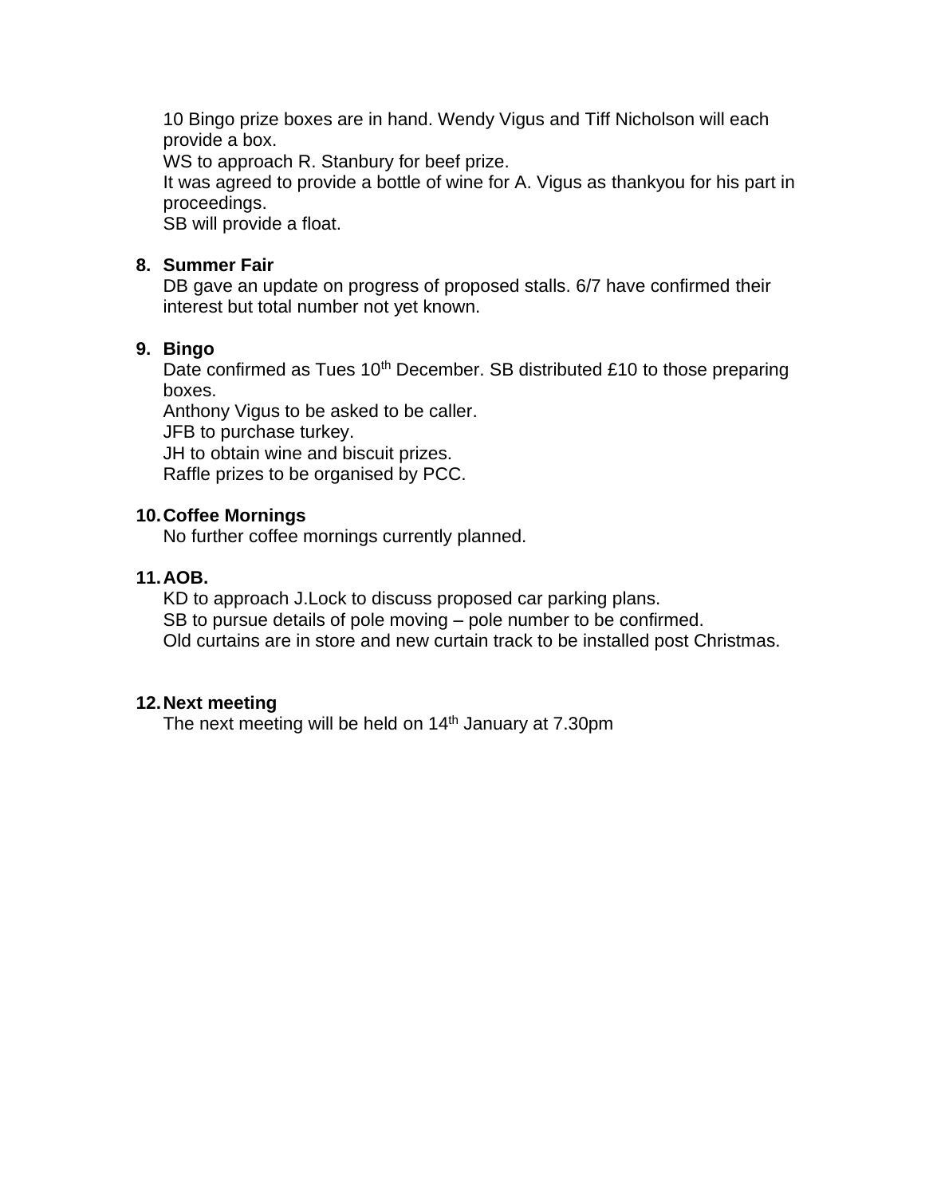10 Bingo prize boxes are in hand. Wendy Vigus and Tiff Nicholson will each provide a box.
WS to approach R. Stanbury for beef prize.
It was agreed to provide a bottle of wine for A. Vigus as thankyou for his part in proceedings.
SB will provide a float.

8. **Summer Fair**
   DB gave an update on progress of proposed stalls. 6/7 have confirmed their interest but total number not yet known.

9. **Bingo**
   Date confirmed as Tues 10th December. SB distributed £10 to those preparing boxes.
   Anthony Vigus to be asked to be caller.
   JFB to purchase turkey.
   JH to obtain wine and biscuit prizes.
   Raffle prizes to be organised by PCC.

10. **Coffee Mornings**
    No further coffee mornings currently planned.

11. **AOB.**
    KD to approach J.Lock to discuss proposed car parking plans.
    SB to pursue details of pole moving – pole number to be confirmed.
    Old curtains are in store and new curtain track to be installed post Christmas.

12. **Next meeting**
    The next meeting will be held on 14th January at 7.30pm